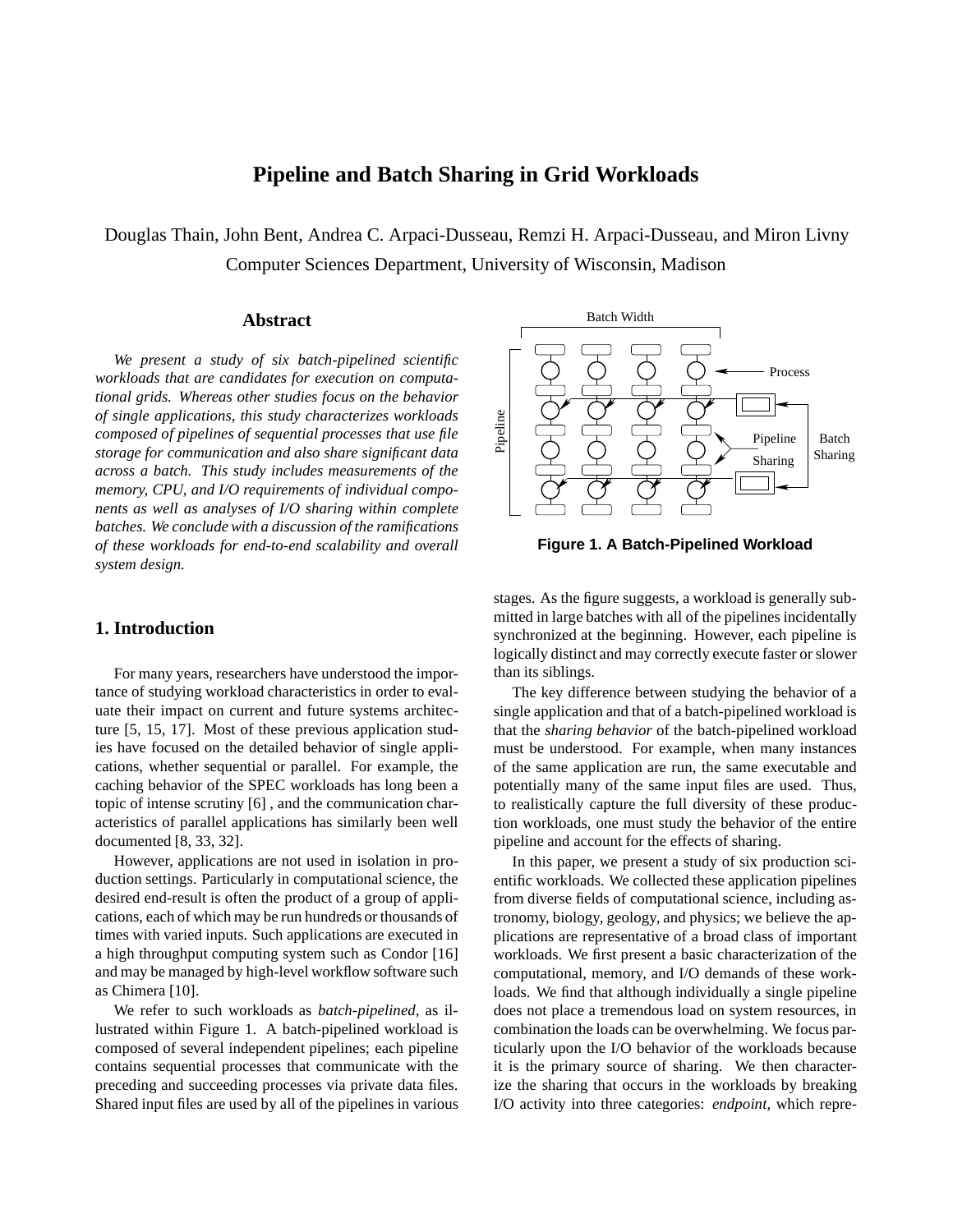# Pipeline and Batch Sharing in Grid Workloads

Douglas Thain, John Bent, Andrea C. Arpaci-Dusseau, Remzi H. Arpaci-Dusseau, and Miron Livny
Computer Sciences Department, University of Wisconsin, Madison

## Abstract

*We present a study of six batch-pipelined scientific workloads that are candidates for execution on computational grids. Whereas other studies focus on the behavior of single applications, this study characterizes workloads composed of pipelines of sequential processes that use file storage for communication and also share significant data across a batch. This study includes measurements of the memory, CPU, and I/O requirements of individual components as well as analyses of I/O sharing within complete batches. We conclude with a discussion of the ramifications of these workloads for end-to-end scalability and overall system design.*

## 1. Introduction

For many years, researchers have understood the importance of studying workload characteristics in order to evaluate their impact on current and future systems architecture [5, 15, 17]. Most of these previous application studies have focused on the detailed behavior of single applications, whether sequential or parallel. For example, the caching behavior of the SPEC workloads has long been a topic of intense scrutiny [6] , and the communication characteristics of parallel applications has similarly been well documented [8, 33, 32].

However, applications are not used in isolation in production settings. Particularly in computational science, the desired end-result is often the product of a group of applications, each of which may be run hundreds or thousands of times with varied inputs. Such applications are executed in a high throughput computing system such as Condor [16] and may be managed by high-level workflow software such as Chimera [10].

We refer to such workloads as *batch-pipelined*, as illustrated within Figure 1. A batch-pipelined workload is composed of several independent pipelines; each pipeline contains sequential processes that communicate with the preceding and succeeding processes via private data files. Shared input files are used by all of the pipelines in various stages. As the figure suggests, a workload is generally submitted in large batches with all of the pipelines incidentally synchronized at the beginning. However, each pipeline is logically distinct and may correctly execute faster or slower than its siblings.

**Figure 1. A Batch-Pipelined Workload**

The key difference between studying the behavior of a single application and that of a batch-pipelined workload is that the *sharing behavior* of the batch-pipelined workload must be understood. For example, when many instances of the same application are run, the same executable and potentially many of the same input files are used. Thus, to realistically capture the full diversity of these production workloads, one must study the behavior of the entire pipeline and account for the effects of sharing.

In this paper, we present a study of six production scientific workloads. We collected these application pipelines from diverse fields of computational science, including astronomy, biology, geology, and physics; we believe the applications are representative of a broad class of important workloads. We first present a basic characterization of the computational, memory, and I/O demands of these workloads. We find that although individually a single pipeline does not place a tremendous load on system resources, in combination the loads can be overwhelming. We focus particularly upon the I/O behavior of the workloads because it is the primary source of sharing. We then characterize the sharing that occurs in the workloads by breaking I/O activity into three categories: *endpoint*, which repre-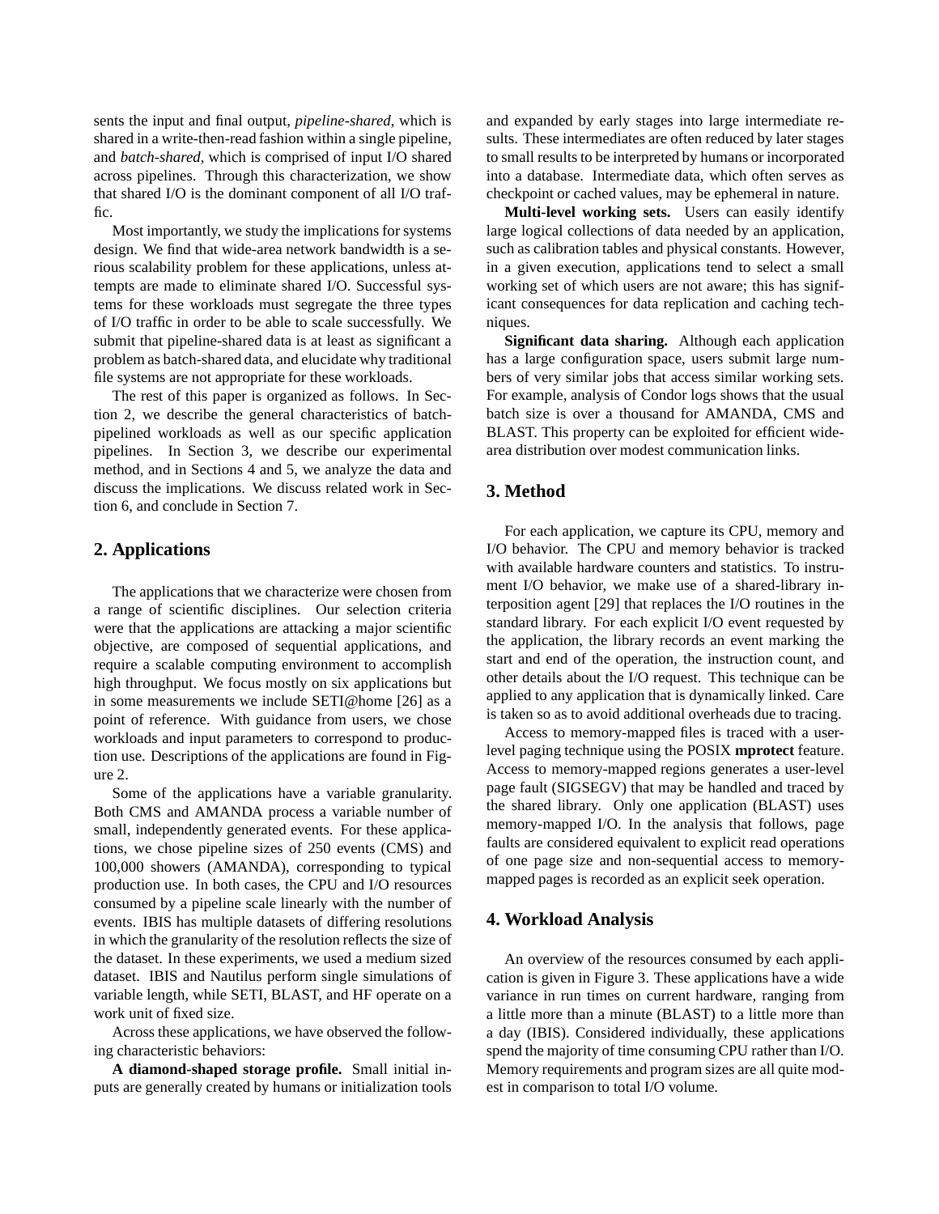sents the input and final output, *pipeline-shared*, which is shared in a write-then-read fashion within a single pipeline, and *batch-shared*, which is comprised of input I/O shared across pipelines. Through this characterization, we show that shared I/O is the dominant component of all I/O traffic.

Most importantly, we study the implications for systems design. We find that wide-area network bandwidth is a serious scalability problem for these applications, unless attempts are made to eliminate shared I/O. Successful systems for these workloads must segregate the three types of I/O traffic in order to be able to scale successfully. We submit that pipeline-shared data is at least as significant a problem as batch-shared data, and elucidate why traditional file systems are not appropriate for these workloads.

The rest of this paper is organized as follows. In Section 2, we describe the general characteristics of batch-pipelined workloads as well as our specific application pipelines. In Section 3, we describe our experimental method, and in Sections 4 and 5, we analyze the data and discuss the implications. We discuss related work in Section 6, and conclude in Section 7.

## 2. Applications

The applications that we characterize were chosen from a range of scientific disciplines. Our selection criteria were that the applications are attacking a major scientific objective, are composed of sequential applications, and require a scalable computing environment to accomplish high throughput. We focus mostly on six applications but in some measurements we include SETI@home [26] as a point of reference. With guidance from users, we chose workloads and input parameters to correspond to production use. Descriptions of the applications are found in Figure 2.

Some of the applications have a variable granularity. Both CMS and AMANDA process a variable number of small, independently generated events. For these applications, we chose pipeline sizes of 250 events (CMS) and 100,000 showers (AMANDA), corresponding to typical production use. In both cases, the CPU and I/O resources consumed by a pipeline scale linearly with the number of events. IBIS has multiple datasets of differing resolutions in which the granularity of the resolution reflects the size of the dataset. In these experiments, we used a medium sized dataset. IBIS and Nautilus perform single simulations of variable length, while SETI, BLAST, and HF operate on a work unit of fixed size.

Across these applications, we have observed the following characteristic behaviors:

**A diamond-shaped storage profile.** Small initial inputs are generally created by humans or initialization tools and expanded by early stages into large intermediate results. These intermediates are often reduced by later stages to small results to be interpreted by humans or incorporated into a database. Intermediate data, which often serves as checkpoint or cached values, may be ephemeral in nature.

**Multi-level working sets.** Users can easily identify large logical collections of data needed by an application, such as calibration tables and physical constants. However, in a given execution, applications tend to select a small working set of which users are not aware; this has significant consequences for data replication and caching techniques.

**Significant data sharing.** Although each application has a large configuration space, users submit large numbers of very similar jobs that access similar working sets. For example, analysis of Condor logs shows that the usual batch size is over a thousand for AMANDA, CMS and BLAST. This property can be exploited for efficient wide-area distribution over modest communication links.

## 3. Method

For each application, we capture its CPU, memory and I/O behavior. The CPU and memory behavior is tracked with available hardware counters and statistics. To instrument I/O behavior, we make use of a shared-library interposition agent [29] that replaces the I/O routines in the standard library. For each explicit I/O event requested by the application, the library records an event marking the start and end of the operation, the instruction count, and other details about the I/O request. This technique can be applied to any application that is dynamically linked. Care is taken so as to avoid additional overheads due to tracing.

Access to memory-mapped files is traced with a user-level paging technique using the POSIX **mprotect** feature. Access to memory-mapped regions generates a user-level page fault (SIGSEGV) that may be handled and traced by the shared library. Only one application (BLAST) uses memory-mapped I/O. In the analysis that follows, page faults are considered equivalent to explicit read operations of one page size and non-sequential access to memory-mapped pages is recorded as an explicit seek operation.

## 4. Workload Analysis

An overview of the resources consumed by each application is given in Figure 3. These applications have a wide variance in run times on current hardware, ranging from a little more than a minute (BLAST) to a little more than a day (IBIS). Considered individually, these applications spend the majority of time consuming CPU rather than I/O. Memory requirements and program sizes are all quite modest in comparison to total I/O volume.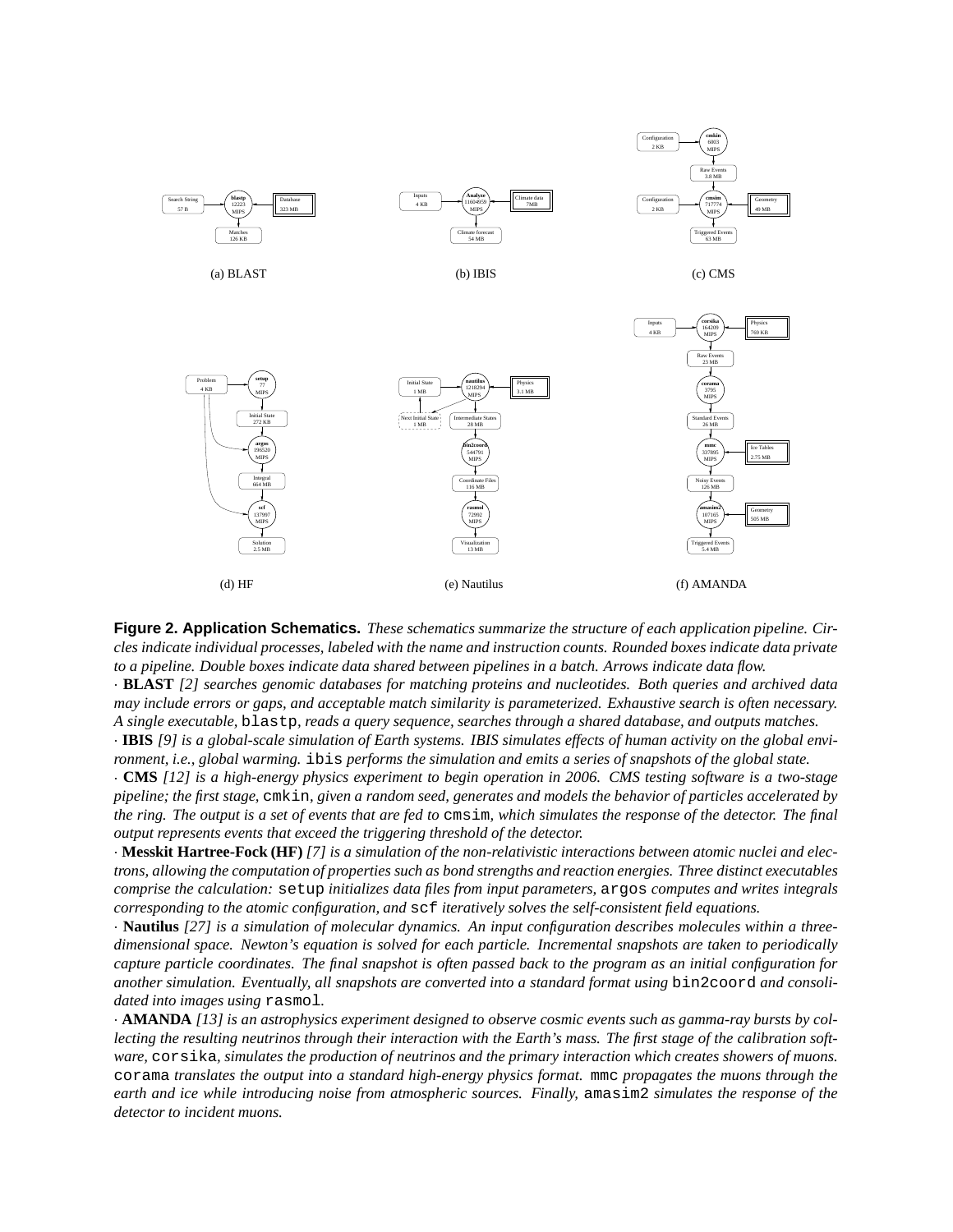(a) BLAST

(b) IBIS

(c) CMS

(d) HF

(e) Nautilus

(f) AMANDA

**Figure 2. Application Schematics.** *These schematics summarize the structure of each application pipeline. Circles indicate individual processes, labeled with the name and instruction counts. Rounded boxes indicate data private to a pipeline. Double boxes indicate data shared between pipelines in a batch. Arrows indicate data flow.*

· **BLAST** *[2] searches genomic databases for matching proteins and nucleotides. Both queries and archived data may include errors or gaps, and acceptable match similarity is parameterized. Exhaustive search is often necessary. A single executable,* `blastp`*, reads a query sequence, searches through a shared database, and outputs matches.*

· **IBIS** *[9] is a global-scale simulation of Earth systems. IBIS simulates effects of human activity on the global environment, i.e., global warming.* `ibis` *performs the simulation and emits a series of snapshots of the global state.*

· **CMS** *[12] is a high-energy physics experiment to begin operation in 2006. CMS testing software is a two-stage pipeline; the first stage,* `cmkin`*, given a random seed, generates and models the behavior of particles accelerated by the ring. The output is a set of events that are fed to* `cmsim`*, which simulates the response of the detector. The final output represents events that exceed the triggering threshold of the detector.*

· **Messkit Hartree-Fock (HF)** *[7] is a simulation of the non-relativistic interactions between atomic nuclei and electrons, allowing the computation of properties such as bond strengths and reaction energies. Three distinct executables comprise the calculation:* `setup` *initializes data files from input parameters,* `argos` *computes and writes integrals corresponding to the atomic configuration, and* `scf` *iteratively solves the self-consistent field equations.*

· **Nautilus** *[27] is a simulation of molecular dynamics. An input configuration describes molecules within a three-dimensional space. Newton's equation is solved for each particle. Incremental snapshots are taken to periodically capture particle coordinates. The final snapshot is often passed back to the program as an initial configuration for another simulation. Eventually, all snapshots are converted into a standard format using* `bin2coord` *and consolidated into images using* `rasmol`*.*

· **AMANDA** *[13] is an astrophysics experiment designed to observe cosmic events such as gamma-ray bursts by collecting the resulting neutrinos through their interaction with the Earth's mass. The first stage of the calibration software,* `corsika`*, simulates the production of neutrinos and the primary interaction which creates showers of muons.* `corama` *translates the output into a standard high-energy physics format.* `mmc` *propagates the muons through the earth and ice while introducing noise from atmospheric sources. Finally,* `amasim2` *simulates the response of the detector to incident muons.*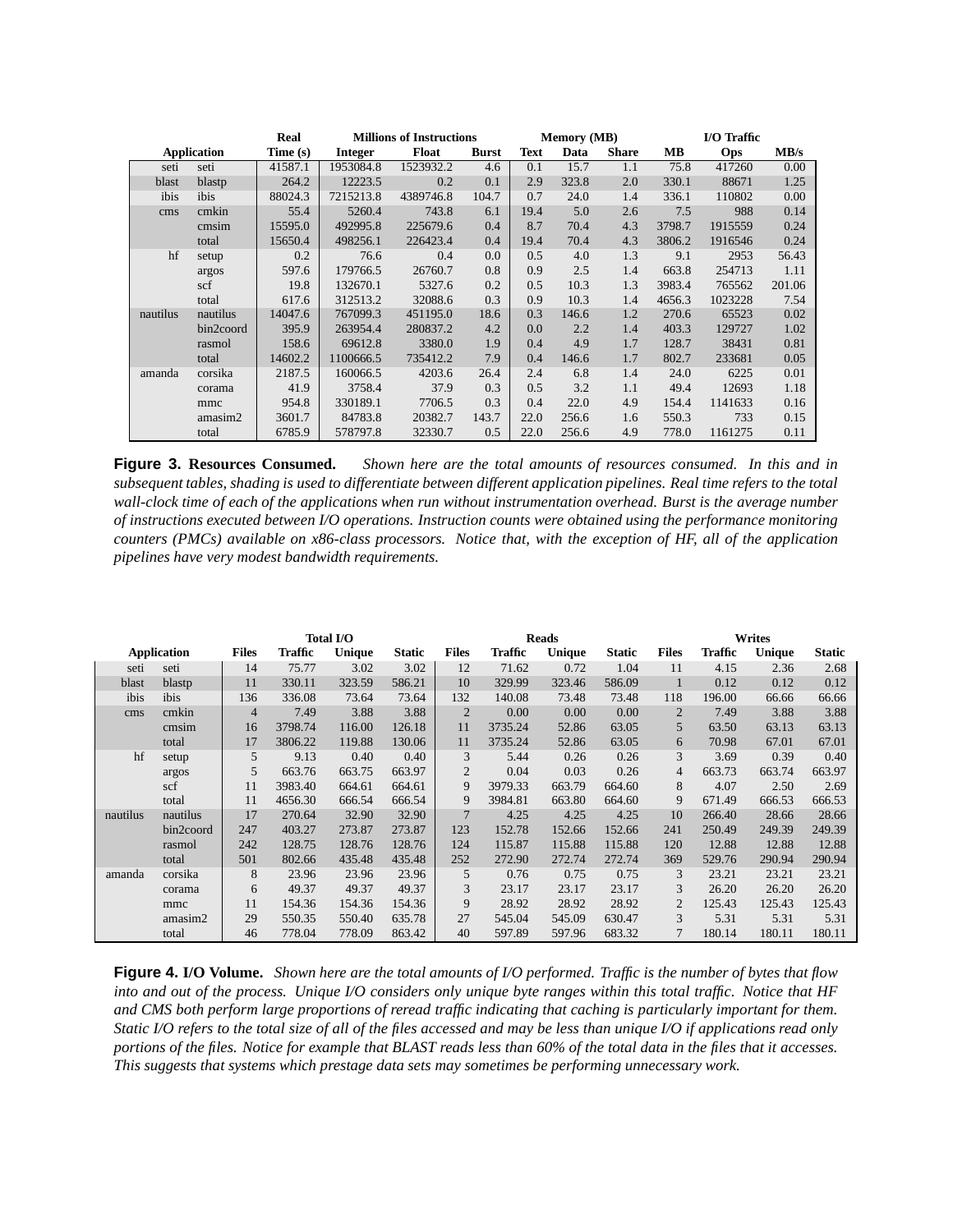| Application | | Real Time (s) | Millions of Instructions Integer | Float | Burst | Memory (MB) Text | Data | Share | I/O Traffic MB | Ops | MB/s |
|---|---|---|---|---|---|---|---|---|---|---|---|
| seti | seti | 41587.1 | 1953084.8 | 1523932.2 | 4.6 | 0.1 | 15.7 | 1.1 | 75.8 | 417260 | 0.00 |
| blast | blastp | 264.2 | 12223.5 | 0.2 | 0.1 | 2.9 | 323.8 | 2.0 | 330.1 | 88671 | 1.25 |
| ibis | ibis | 88024.3 | 7215213.8 | 4389746.8 | 104.7 | 0.7 | 24.0 | 1.4 | 336.1 | 110802 | 0.00 |
| cms | cmkin | 55.4 | 5260.4 | 743.8 | 6.1 | 19.4 | 5.0 | 2.6 | 7.5 | 988 | 0.14 |
| | cmsim | 15595.0 | 492995.8 | 225679.6 | 0.4 | 8.7 | 70.4 | 4.3 | 3798.7 | 1915559 | 0.24 |
| | total | 15650.4 | 498256.1 | 226423.4 | 0.4 | 19.4 | 70.4 | 4.3 | 3806.2 | 1916546 | 0.24 |
| hf | setup | 0.2 | 76.6 | 0.4 | 0.0 | 0.5 | 4.0 | 1.3 | 9.1 | 2953 | 56.43 |
| | argos | 597.6 | 179766.5 | 26760.7 | 0.8 | 0.9 | 2.5 | 1.4 | 663.8 | 254713 | 1.11 |
| | scf | 19.8 | 132670.1 | 5327.6 | 0.2 | 0.5 | 10.3 | 1.3 | 3983.4 | 765562 | 201.06 |
| | total | 617.6 | 312513.2 | 32088.6 | 0.3 | 0.9 | 10.3 | 1.4 | 4656.3 | 1023228 | 7.54 |
| nautilus | nautilus | 14047.6 | 767099.3 | 451195.0 | 18.6 | 0.3 | 146.6 | 1.2 | 270.6 | 65523 | 0.02 |
| | bin2coord | 395.9 | 263954.4 | 280837.2 | 4.2 | 0.0 | 2.2 | 1.4 | 403.3 | 129727 | 1.02 |
| | rasmol | 158.6 | 69612.8 | 3380.0 | 1.9 | 0.4 | 4.9 | 1.7 | 128.7 | 38431 | 0.81 |
| | total | 14602.2 | 1100666.5 | 735412.2 | 7.9 | 0.4 | 146.6 | 1.7 | 802.7 | 233681 | 0.05 |
| amanda | corsika | 2187.5 | 160066.5 | 4203.6 | 26.4 | 2.4 | 6.8 | 1.4 | 24.0 | 6225 | 0.01 |
| | corama | 41.9 | 3758.4 | 37.9 | 0.3 | 0.5 | 3.2 | 1.1 | 49.4 | 12693 | 1.18 |
| | mmc | 954.8 | 330189.1 | 7706.5 | 0.3 | 0.4 | 22.0 | 4.9 | 154.4 | 1141633 | 0.16 |
| | amasim2 | 3601.7 | 84783.8 | 20382.7 | 143.7 | 22.0 | 256.6 | 1.6 | 550.3 | 733 | 0.15 |
| | total | 6785.9 | 578797.8 | 32330.7 | 0.5 | 22.0 | 256.6 | 4.9 | 778.0 | 1161275 | 0.11 |

**Figure 3. Resources Consumed.** *Shown here are the total amounts of resources consumed. In this and in subsequent tables, shading is used to differentiate between different application pipelines. Real time refers to the total wall-clock time of each of the applications when run without instrumentation overhead. Burst is the average number of instructions executed between I/O operations. Instruction counts were obtained using the performance monitoring counters (PMCs) available on x86-class processors. Notice that, with the exception of HF, all of the application pipelines have very modest bandwidth requirements.*

| Application | | Total I/O Files | Traffic | Unique | Static | Reads Files | Traffic | Unique | Static | Writes Files | Traffic | Unique | Static |
|---|---|---|---|---|---|---|---|---|---|---|---|---|---|
| seti | seti | 14 | 75.77 | 3.02 | 3.02 | 12 | 71.62 | 0.72 | 1.04 | 11 | 4.15 | 2.36 | 2.68 |
| blast | blastp | 11 | 330.11 | 323.59 | 586.21 | 10 | 329.99 | 323.46 | 586.09 | 1 | 0.12 | 0.12 | 0.12 |
| ibis | ibis | 136 | 336.08 | 73.64 | 73.64 | 132 | 140.08 | 73.48 | 73.48 | 118 | 196.00 | 66.66 | 66.66 |
| cms | cmkin | 4 | 7.49 | 3.88 | 3.88 | 2 | 0.00 | 0.00 | 0.00 | 2 | 7.49 | 3.88 | 3.88 |
| | cmsim | 16 | 3798.74 | 116.00 | 126.18 | 11 | 3735.24 | 52.86 | 63.05 | 5 | 63.50 | 63.13 | 63.13 |
| | total | 17 | 3806.22 | 119.88 | 130.06 | 11 | 3735.24 | 52.86 | 63.05 | 6 | 70.98 | 67.01 | 67.01 |
| hf | setup | 5 | 9.13 | 0.40 | 0.40 | 3 | 5.44 | 0.26 | 0.26 | 3 | 3.69 | 0.39 | 0.40 |
| | argos | 5 | 663.76 | 663.75 | 663.97 | 2 | 0.04 | 0.03 | 0.26 | 4 | 663.73 | 663.74 | 663.97 |
| | scf | 11 | 3983.40 | 664.61 | 664.61 | 9 | 3979.33 | 663.79 | 664.60 | 8 | 4.07 | 2.50 | 2.69 |
| | total | 11 | 4656.30 | 666.54 | 666.54 | 9 | 3984.81 | 663.80 | 664.60 | 9 | 671.49 | 666.53 | 666.53 |
| nautilus | nautilus | 17 | 270.64 | 32.90 | 32.90 | 7 | 4.25 | 4.25 | 4.25 | 10 | 266.40 | 28.66 | 28.66 |
| | bin2coord | 247 | 403.27 | 273.87 | 273.87 | 123 | 152.78 | 152.66 | 152.66 | 241 | 250.49 | 249.39 | 249.39 |
| | rasmol | 242 | 128.75 | 128.76 | 128.76 | 124 | 115.87 | 115.88 | 115.88 | 120 | 12.88 | 12.88 | 12.88 |
| | total | 501 | 802.66 | 435.48 | 435.48 | 252 | 272.90 | 272.74 | 272.74 | 369 | 529.76 | 290.94 | 290.94 |
| amanda | corsika | 8 | 23.96 | 23.96 | 23.96 | 5 | 0.76 | 0.75 | 0.75 | 3 | 23.21 | 23.21 | 23.21 |
| | corama | 6 | 49.37 | 49.37 | 49.37 | 3 | 23.17 | 23.17 | 23.17 | 3 | 26.20 | 26.20 | 26.20 |
| | mmc | 11 | 154.36 | 154.36 | 154.36 | 9 | 28.92 | 28.92 | 28.92 | 2 | 125.43 | 125.43 | 125.43 |
| | amasim2 | 29 | 550.35 | 550.40 | 635.78 | 27 | 545.04 | 545.09 | 630.47 | 3 | 5.31 | 5.31 | 5.31 |
| | total | 46 | 778.04 | 778.09 | 863.42 | 40 | 597.89 | 597.96 | 683.32 | 7 | 180.14 | 180.11 | 180.11 |

**Figure 4. I/O Volume.** *Shown here are the total amounts of I/O performed. Traffic is the number of bytes that flow into and out of the process. Unique I/O considers only unique byte ranges within this total traffic. Notice that HF and CMS both perform large proportions of reread traffic indicating that caching is particularly important for them. Static I/O refers to the total size of all of the files accessed and may be less than unique I/O if applications read only portions of the files. Notice for example that BLAST reads less than 60% of the total data in the files that it accesses. This suggests that systems which prestage data sets may sometimes be performing unnecessary work.*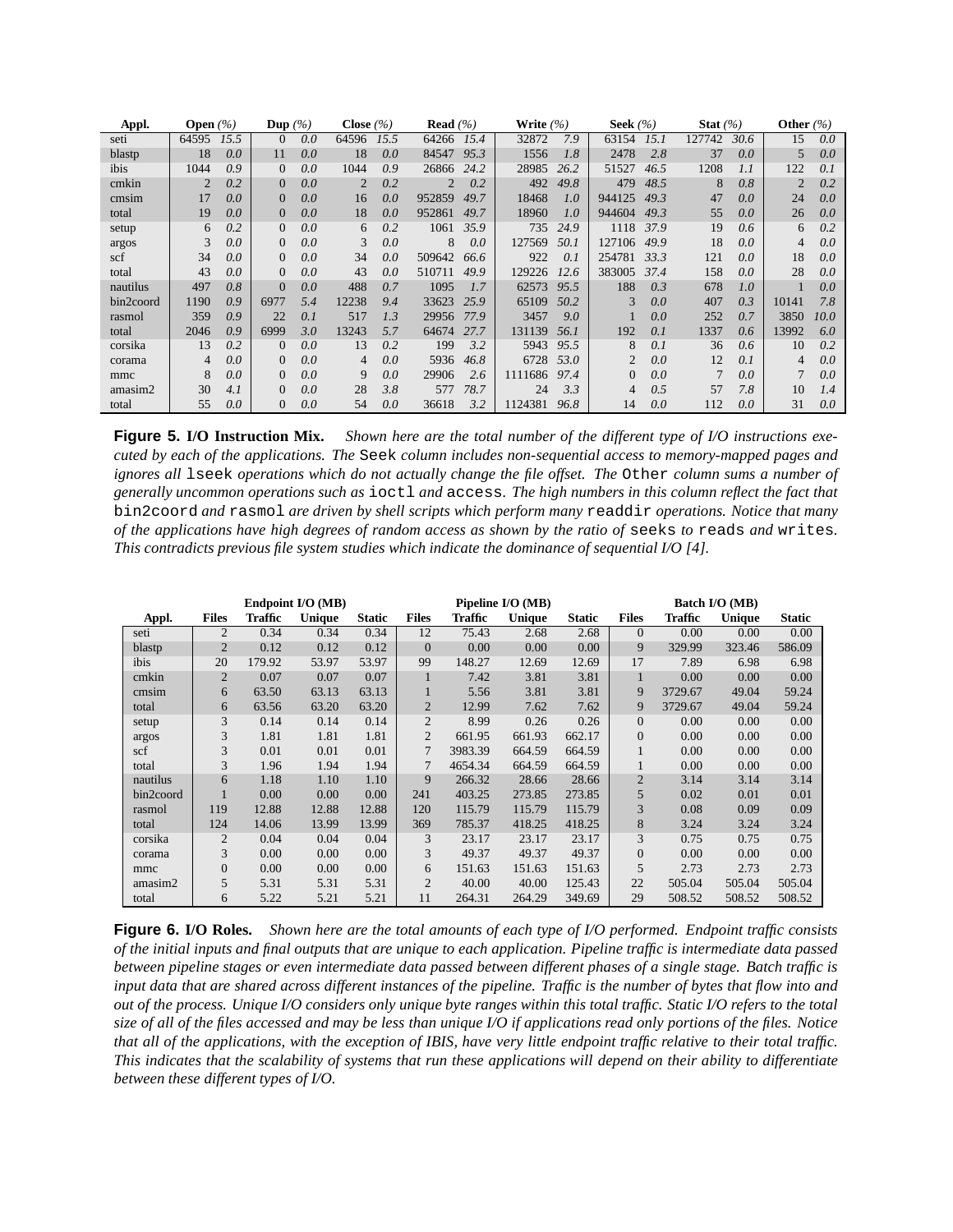| Appl. | Open (%) | | Dup (%) | | Close (%) | | Read (%) | | Write (%) | | Seek (%) | | Stat (%) | | Other (%) | |
|---|---|---|---|---|---|---|---|---|---|---|---|---|---|---|---|---|
| seti | 64595 | 15.5 | 0 | 0.0 | 64596 | 15.5 | 64266 | 15.4 | 32872 | 7.9 | 63154 | 15.1 | 127742 | 30.6 | 15 | 0.0 |
| blastp | 18 | 0.0 | 11 | 0.0 | 18 | 0.0 | 84547 | 95.3 | 1556 | 1.8 | 2478 | 2.8 | 37 | 0.0 | 5 | 0.0 |
| ibis | 1044 | 0.9 | 0 | 0.0 | 1044 | 0.9 | 26866 | 24.2 | 28985 | 26.2 | 51527 | 46.5 | 1208 | 1.1 | 122 | 0.1 |
| cmkin | 2 | 0.2 | 0 | 0.0 | 2 | 0.2 | 2 | 0.2 | 492 | 49.8 | 479 | 48.5 | 8 | 0.8 | 2 | 0.2 |
| cmsim | 17 | 0.0 | 0 | 0.0 | 16 | 0.0 | 952859 | 49.7 | 18468 | 1.0 | 944125 | 49.3 | 47 | 0.0 | 24 | 0.0 |
| total | 19 | 0.0 | 0 | 0.0 | 18 | 0.0 | 952861 | 49.7 | 18960 | 1.0 | 944604 | 49.3 | 55 | 0.0 | 26 | 0.0 |
| setup | 6 | 0.2 | 0 | 0.0 | 6 | 0.2 | 1061 | 35.9 | 735 | 24.9 | 1118 | 37.9 | 19 | 0.6 | 6 | 0.2 |
| argos | 3 | 0.0 | 0 | 0.0 | 3 | 0.0 | 8 | 0.0 | 127569 | 50.1 | 127106 | 49.9 | 18 | 0.0 | 4 | 0.0 |
| scf | 34 | 0.0 | 0 | 0.0 | 34 | 0.0 | 509642 | 66.6 | 922 | 0.1 | 254781 | 33.3 | 121 | 0.0 | 18 | 0.0 |
| total | 43 | 0.0 | 0 | 0.0 | 43 | 0.0 | 510711 | 49.9 | 129226 | 12.6 | 383005 | 37.4 | 158 | 0.0 | 28 | 0.0 |
| nautilus | 497 | 0.8 | 0 | 0.0 | 488 | 0.7 | 1095 | 1.7 | 62573 | 95.5 | 188 | 0.3 | 678 | 1.0 | 1 | 0.0 |
| bin2coord | 1190 | 0.9 | 6977 | 5.4 | 12238 | 9.4 | 33623 | 25.9 | 65109 | 50.2 | 3 | 0.0 | 407 | 0.3 | 10141 | 7.8 |
| rasmol | 359 | 0.9 | 22 | 0.1 | 517 | 1.3 | 29956 | 77.9 | 3457 | 9.0 | 1 | 0.0 | 252 | 0.7 | 3850 | 10.0 |
| total | 2046 | 0.9 | 6999 | 3.0 | 13243 | 5.7 | 64674 | 27.7 | 131139 | 56.1 | 192 | 0.1 | 1337 | 0.6 | 13992 | 6.0 |
| corsika | 13 | 0.2 | 0 | 0.0 | 13 | 0.2 | 199 | 3.2 | 5943 | 95.5 | 8 | 0.1 | 36 | 0.6 | 10 | 0.2 |
| corama | 4 | 0.0 | 0 | 0.0 | 4 | 0.0 | 5936 | 46.8 | 6728 | 53.0 | 2 | 0.0 | 12 | 0.1 | 4 | 0.0 |
| mmc | 8 | 0.0 | 0 | 0.0 | 9 | 0.0 | 29906 | 2.6 | 1111686 | 97.4 | 0 | 0.0 | 7 | 0.0 | 7 | 0.0 |
| amasim2 | 30 | 4.1 | 0 | 0.0 | 28 | 3.8 | 577 | 78.7 | 24 | 3.3 | 4 | 0.5 | 57 | 7.8 | 10 | 1.4 |
| total | 55 | 0.0 | 0 | 0.0 | 54 | 0.0 | 36618 | 3.2 | 1124381 | 96.8 | 14 | 0.0 | 112 | 0.0 | 31 | 0.0 |

**Figure 5. I/O Instruction Mix.** *Shown here are the total number of the different type of I/O instructions executed by each of the applications. The* `Seek` *column includes non-sequential access to memory-mapped pages and ignores all* `lseek` *operations which do not actually change the file offset. The* `Other` *column sums a number of generally uncommon operations such as* `ioctl` *and* `access`*. The high numbers in this column reflect the fact that* `bin2coord` *and* `rasmol` *are driven by shell scripts which perform many* `readdir` *operations. Notice that many of the applications have high degrees of random access as shown by the ratio of* `seeks` *to* `reads` *and* `writes`*. This contradicts previous file system studies which indicate the dominance of sequential I/O [4].*

| | Endpoint I/O (MB) | | | | Pipeline I/O (MB) | | | | Batch I/O (MB) | | | |
|---|---|---|---|---|---|---|---|---|---|---|---|---|
| Appl. | Files | Traffic | Unique | Static | Files | Traffic | Unique | Static | Files | Traffic | Unique | Static |
| seti | 2 | 0.34 | 0.34 | 0.34 | 12 | 75.43 | 2.68 | 2.68 | 0 | 0.00 | 0.00 | 0.00 |
| blastp | 2 | 0.12 | 0.12 | 0.12 | 0 | 0.00 | 0.00 | 0.00 | 9 | 329.99 | 323.46 | 586.09 |
| ibis | 20 | 179.92 | 53.97 | 53.97 | 99 | 148.27 | 12.69 | 12.69 | 17 | 7.89 | 6.98 | 6.98 |
| cmkin | 2 | 0.07 | 0.07 | 0.07 | 1 | 7.42 | 3.81 | 3.81 | 1 | 0.00 | 0.00 | 0.00 |
| cmsim | 6 | 63.50 | 63.13 | 63.13 | 1 | 5.56 | 3.81 | 3.81 | 9 | 3729.67 | 49.04 | 59.24 |
| total | 6 | 63.56 | 63.20 | 63.20 | 2 | 12.99 | 7.62 | 7.62 | 9 | 3729.67 | 49.04 | 59.24 |
| setup | 3 | 0.14 | 0.14 | 0.14 | 2 | 8.99 | 0.26 | 0.26 | 0 | 0.00 | 0.00 | 0.00 |
| argos | 3 | 1.81 | 1.81 | 1.81 | 2 | 661.95 | 661.93 | 662.17 | 0 | 0.00 | 0.00 | 0.00 |
| scf | 3 | 0.01 | 0.01 | 0.01 | 7 | 3983.39 | 664.59 | 664.59 | 1 | 0.00 | 0.00 | 0.00 |
| total | 3 | 1.96 | 1.94 | 1.94 | 7 | 4654.34 | 664.59 | 664.59 | 1 | 0.00 | 0.00 | 0.00 |
| nautilus | 6 | 1.18 | 1.10 | 1.10 | 9 | 266.32 | 28.66 | 28.66 | 2 | 3.14 | 3.14 | 3.14 |
| bin2coord | 1 | 0.00 | 0.00 | 0.00 | 241 | 403.25 | 273.85 | 273.85 | 5 | 0.02 | 0.01 | 0.01 |
| rasmol | 119 | 12.88 | 12.88 | 12.88 | 120 | 115.79 | 115.79 | 115.79 | 3 | 0.08 | 0.09 | 0.09 |
| total | 124 | 14.06 | 13.99 | 13.99 | 369 | 785.37 | 418.25 | 418.25 | 8 | 3.24 | 3.24 | 3.24 |
| corsika | 2 | 0.04 | 0.04 | 0.04 | 3 | 23.17 | 23.17 | 23.17 | 3 | 0.75 | 0.75 | 0.75 |
| corama | 3 | 0.00 | 0.00 | 0.00 | 3 | 49.37 | 49.37 | 49.37 | 0 | 0.00 | 0.00 | 0.00 |
| mmc | 0 | 0.00 | 0.00 | 0.00 | 6 | 151.63 | 151.63 | 151.63 | 5 | 2.73 | 2.73 | 2.73 |
| amasim2 | 5 | 5.31 | 5.31 | 5.31 | 2 | 40.00 | 40.00 | 125.43 | 22 | 505.04 | 505.04 | 505.04 |
| total | 6 | 5.22 | 5.21 | 5.21 | 11 | 264.31 | 264.29 | 349.69 | 29 | 508.52 | 508.52 | 508.52 |

**Figure 6. I/O Roles.** *Shown here are the total amounts of each type of I/O performed. Endpoint traffic consists of the initial inputs and final outputs that are unique to each application. Pipeline traffic is intermediate data passed between pipeline stages or even intermediate data passed between different phases of a single stage. Batch traffic is input data that are shared across different instances of the pipeline. Traffic is the number of bytes that flow into and out of the process. Unique I/O considers only unique byte ranges within this total traffic. Static I/O refers to the total size of all of the files accessed and may be less than unique I/O if applications read only portions of the files. Notice that all of the applications, with the exception of IBIS, have very little endpoint traffic relative to their total traffic. This indicates that the scalability of systems that run these applications will depend on their ability to differentiate between these different types of I/O.*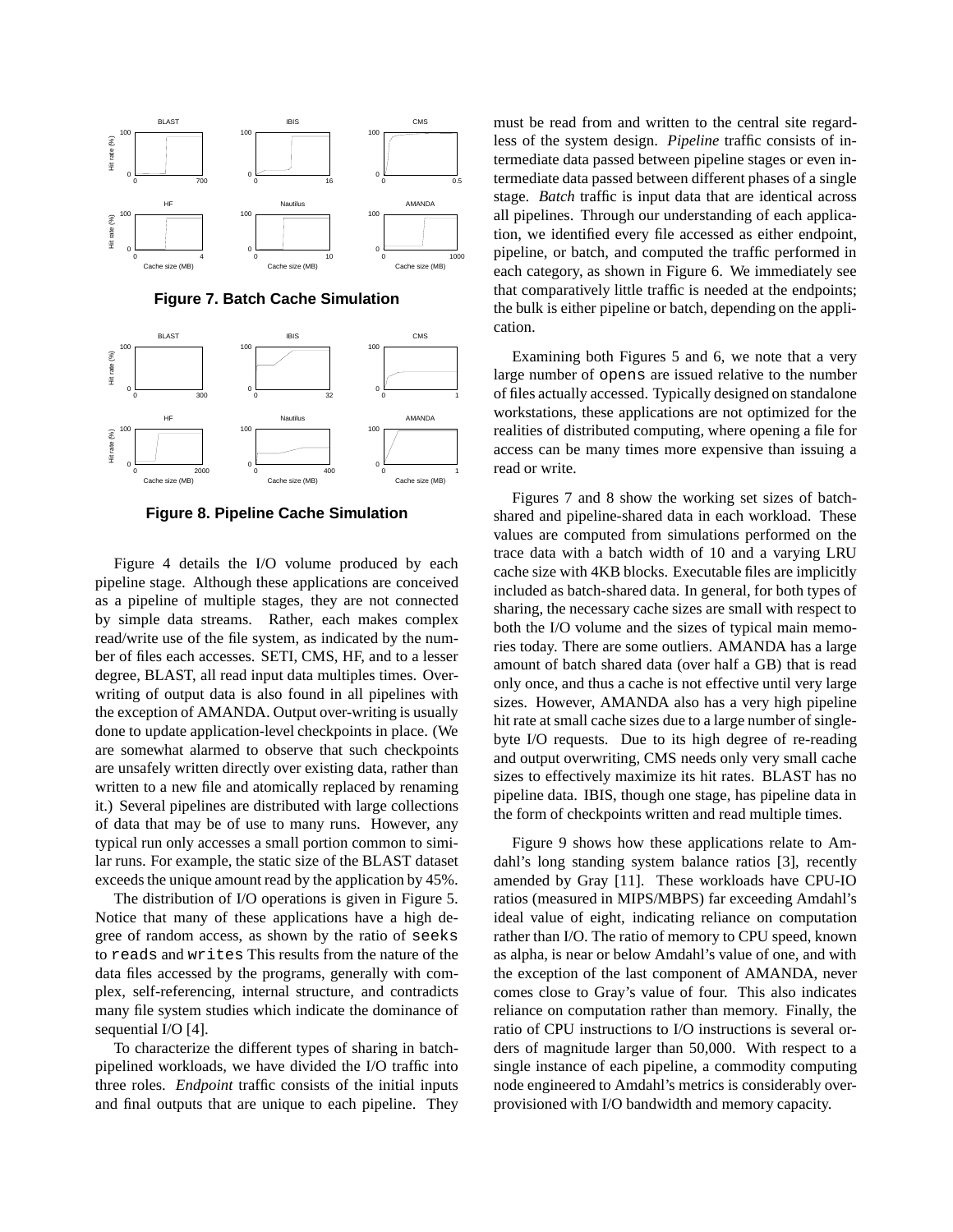BLAST

100

Hit rate (%)

0

0 700

IBIS

100

0

0 16

CMS

100

0

0 0.5

HF

100

Hit rate (%)

0

0 4

Cache size (MB)

Nautilus

100

0

0 10

Cache size (MB)

AMANDA

100

0

0 1000

Cache size (MB)

**Figure 7. Batch Cache Simulation**

BLAST

100

Hit rate (%)

0

0 300

IBIS

100

0

0 32

CMS

100

0

0 1

HF

100

Hit rate (%)

0

0 2000

Cache size (MB)

Nautilus

100

0

0 400

Cache size (MB)

AMANDA

100

0

0 1

Cache size (MB)

**Figure 8. Pipeline Cache Simulation**

Figure 4 details the I/O volume produced by each pipeline stage. Although these applications are conceived as a pipeline of multiple stages, they are not connected by simple data streams. Rather, each makes complex read/write use of the file system, as indicated by the number of files each accesses. SETI, CMS, HF, and to a lesser degree, BLAST, all read input data multiples times. Overwriting of output data is also found in all pipelines with the exception of AMANDA. Output over-writing is usually done to update application-level checkpoints in place. (We are somewhat alarmed to observe that such checkpoints are unsafely written directly over existing data, rather than written to a new file and atomically replaced by renaming it.) Several pipelines are distributed with large collections of data that may be of use to many runs. However, any typical run only accesses a small portion common to similar runs. For example, the static size of the BLAST dataset exceeds the unique amount read by the application by 45%.

The distribution of I/O operations is given in Figure 5. Notice that many of these applications have a high degree of random access, as shown by the ratio of `seeks` to `reads` and `writes` This results from the nature of the data files accessed by the programs, generally with complex, self-referencing, internal structure, and contradicts many file system studies which indicate the dominance of sequential I/O [4].

To characterize the different types of sharing in batch-pipelined workloads, we have divided the I/O traffic into three roles. *Endpoint* traffic consists of the initial inputs and final outputs that are unique to each pipeline. They must be read from and written to the central site regardless of the system design. *Pipeline* traffic consists of intermediate data passed between pipeline stages or even intermediate data passed between different phases of a single stage. *Batch* traffic is input data that are identical across all pipelines. Through our understanding of each application, we identified every file accessed as either endpoint, pipeline, or batch, and computed the traffic performed in each category, as shown in Figure 6. We immediately see that comparatively little traffic is needed at the endpoints; the bulk is either pipeline or batch, depending on the application.

Examining both Figures 5 and 6, we note that a very large number of `opens` are issued relative to the number of files actually accessed. Typically designed on standalone workstations, these applications are not optimized for the realities of distributed computing, where opening a file for access can be many times more expensive than issuing a read or write.

Figures 7 and 8 show the working set sizes of batch-shared and pipeline-shared data in each workload. These values are computed from simulations performed on the trace data with a batch width of 10 and a varying LRU cache size with 4KB blocks. Executable files are implicitly included as batch-shared data. In general, for both types of sharing, the necessary cache sizes are small with respect to both the I/O volume and the sizes of typical main memories today. There are some outliers. AMANDA has a large amount of batch shared data (over half a GB) that is read only once, and thus a cache is not effective until very large sizes. However, AMANDA also has a very high pipeline hit rate at small cache sizes due to a large number of single-byte I/O requests. Due to its high degree of re-reading and output overwriting, CMS needs only very small cache sizes to effectively maximize its hit rates. BLAST has no pipeline data. IBIS, though one stage, has pipeline data in the form of checkpoints written and read multiple times.

Figure 9 shows how these applications relate to Amdahl's long standing system balance ratios [3], recently amended by Gray [11]. These workloads have CPU-IO ratios (measured in MIPS/MBPS) far exceeding Amdahl's ideal value of eight, indicating reliance on computation rather than I/O. The ratio of memory to CPU speed, known as alpha, is near or below Amdahl's value of one, and with the exception of the last component of AMANDA, never comes close to Gray's value of four. This also indicates reliance on computation rather than memory. Finally, the ratio of CPU instructions to I/O instructions is several orders of magnitude larger than 50,000. With respect to a single instance of each pipeline, a commodity computing node engineered to Amdahl's metrics is considerably over-provisioned with I/O bandwidth and memory capacity.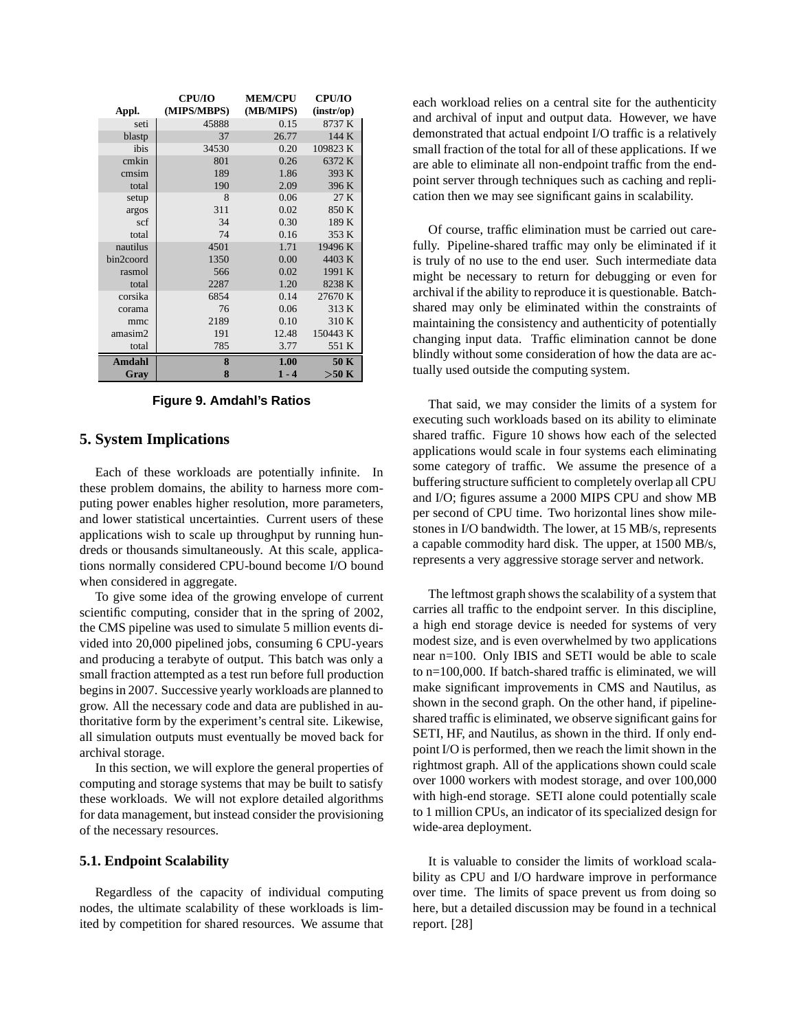| Appl. | CPU/IO (MIPS/MBPS) | MEM/CPU (MB/MIPS) | CPU/IO (instr/op) |
|---|---|---|---|
| seti | 45888 | 0.15 | 8737 K |
| blastp | 37 | 26.77 | 144 K |
| ibis | 34530 | 0.20 | 109823 K |
| cmkin | 801 | 0.26 | 6372 K |
| cmsim | 189 | 1.86 | 393 K |
| total | 190 | 2.09 | 396 K |
| setup | 8 | 0.06 | 27 K |
| argos | 311 | 0.02 | 850 K |
| scf | 34 | 0.30 | 189 K |
| total | 74 | 0.16 | 353 K |
| nautilus | 4501 | 1.71 | 19496 K |
| bin2coord | 1350 | 0.00 | 4403 K |
| rasmol | 566 | 0.02 | 1991 K |
| total | 2287 | 1.20 | 8238 K |
| corsika | 6854 | 0.14 | 27670 K |
| corama | 76 | 0.06 | 313 K |
| mmc | 2189 | 0.10 | 310 K |
| amasim2 | 191 | 12.48 | 150443 K |
| total | 785 | 3.77 | 551 K |
| **Amdahl** | **8** | **1.00** | **50 K** |
| **Gray** | **8** | **1 - 4** | **>50 K** |

**Figure 9. Amdahl's Ratios**

## 5. System Implications

Each of these workloads are potentially infinite. In these problem domains, the ability to harness more computing power enables higher resolution, more parameters, and lower statistical uncertainties. Current users of these applications wish to scale up throughput by running hundreds or thousands simultaneously. At this scale, applications normally considered CPU-bound become I/O bound when considered in aggregate.

To give some idea of the growing envelope of current scientific computing, consider that in the spring of 2002, the CMS pipeline was used to simulate 5 million events divided into 20,000 pipelined jobs, consuming 6 CPU-years and producing a terabyte of output. This batch was only a small fraction attempted as a test run before full production begins in 2007. Successive yearly workloads are planned to grow. All the necessary code and data are published in authoritative form by the experiment's central site. Likewise, all simulation outputs must eventually be moved back for archival storage.

In this section, we will explore the general properties of computing and storage systems that may be built to satisfy these workloads. We will not explore detailed algorithms for data management, but instead consider the provisioning of the necessary resources.

### 5.1. Endpoint Scalability

Regardless of the capacity of individual computing nodes, the ultimate scalability of these workloads is limited by competition for shared resources. We assume that each workload relies on a central site for the authenticity and archival of input and output data. However, we have demonstrated that actual endpoint I/O traffic is a relatively small fraction of the total for all of these applications. If we are able to eliminate all non-endpoint traffic from the endpoint server through techniques such as caching and replication then we may see significant gains in scalability.

Of course, traffic elimination must be carried out carefully. Pipeline-shared traffic may only be eliminated if it is truly of no use to the end user. Such intermediate data might be necessary to return for debugging or even for archival if the ability to reproduce it is questionable. Batch-shared may only be eliminated within the constraints of maintaining the consistency and authenticity of potentially changing input data. Traffic elimination cannot be done blindly without some consideration of how the data are actually used outside the computing system.

That said, we may consider the limits of a system for executing such workloads based on its ability to eliminate shared traffic. Figure 10 shows how each of the selected applications would scale in four systems each eliminating some category of traffic. We assume the presence of a buffering structure sufficient to completely overlap all CPU and I/O; figures assume a 2000 MIPS CPU and show MB per second of CPU time. Two horizontal lines show milestones in I/O bandwidth. The lower, at 15 MB/s, represents a capable commodity hard disk. The upper, at 1500 MB/s, represents a very aggressive storage server and network.

The leftmost graph shows the scalability of a system that carries all traffic to the endpoint server. In this discipline, a high end storage device is needed for systems of very modest size, and is even overwhelmed by two applications near n=100. Only IBIS and SETI would be able to scale to n=100,000. If batch-shared traffic is eliminated, we will make significant improvements in CMS and Nautilus, as shown in the second graph. On the other hand, if pipeline-shared traffic is eliminated, we observe significant gains for SETI, HF, and Nautilus, as shown in the third. If only endpoint I/O is performed, then we reach the limit shown in the rightmost graph. All of the applications shown could scale over 1000 workers with modest storage, and over 100,000 with high-end storage. SETI alone could potentially scale to 1 million CPUs, an indicator of its specialized design for wide-area deployment.

It is valuable to consider the limits of workload scalability as CPU and I/O hardware improve in performance over time. The limits of space prevent us from doing so here, but a detailed discussion may be found in a technical report. [28]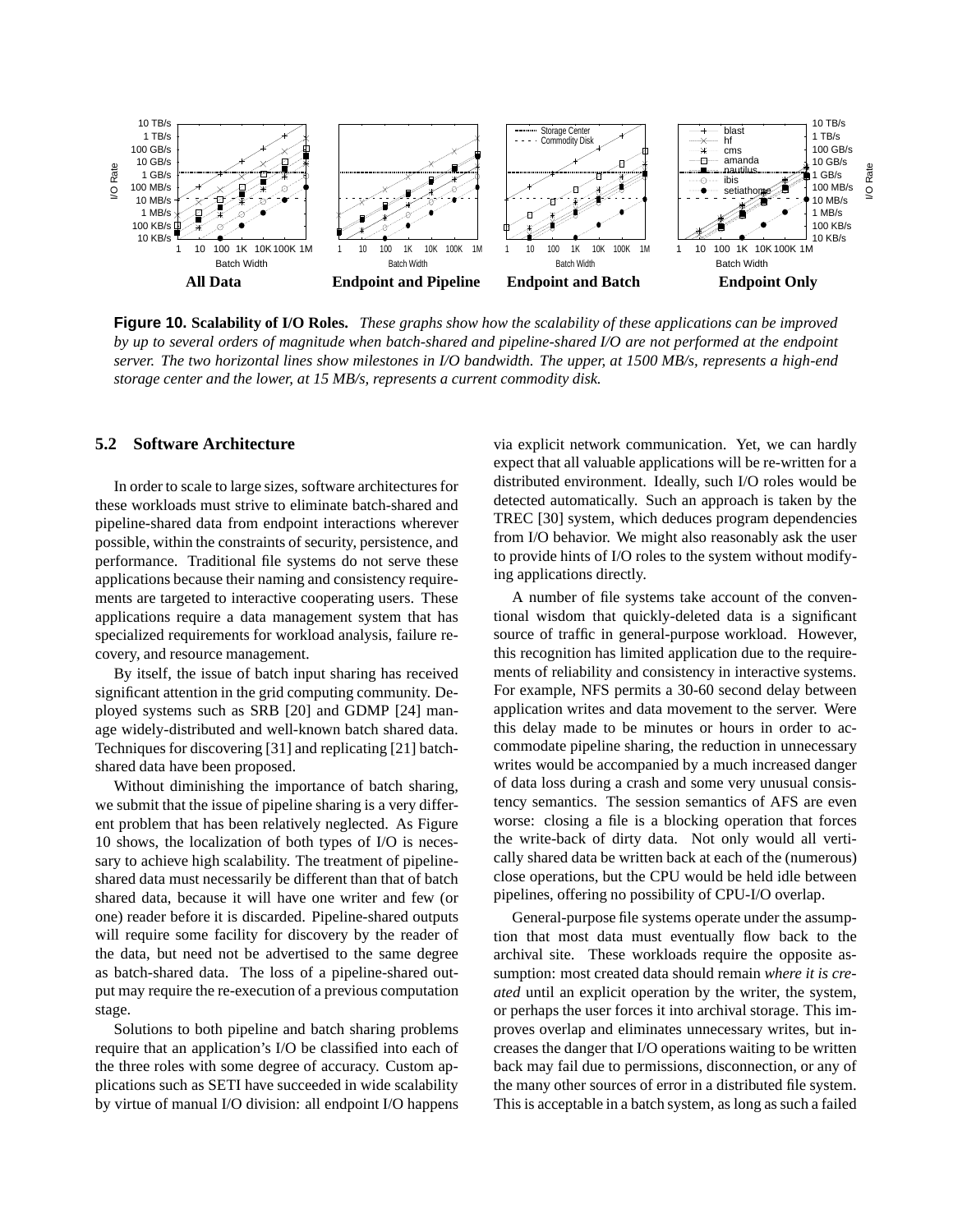10 TB/s
1 TB/s
100 GB/s
10 GB/s
1 GB/s
100 MB/s
10 MB/s
1 MB/s
100 KB/s
10 KB/s

I/O Rate

1 10 100 1K 10K 100K 1M

Batch Width

**All Data**

**Endpoint and Pipeline**

Storage Center
Commodity Disk

**Endpoint and Batch**

blast
hf
cms
amanda
nautilus
ibis
setiathome

**Endpoint Only**

**Figure 10. Scalability of I/O Roles.** *These graphs show how the scalability of these applications can be improved by up to several orders of magnitude when batch-shared and pipeline-shared I/O are not performed at the endpoint server. The two horizontal lines show milestones in I/O bandwidth. The upper, at 1500 MB/s, represents a high-end storage center and the lower, at 15 MB/s, represents a current commodity disk.*

### 5.2 Software Architecture

In order to scale to large sizes, software architectures for these workloads must strive to eliminate batch-shared and pipeline-shared data from endpoint interactions wherever possible, within the constraints of security, persistence, and performance. Traditional file systems do not serve these applications because their naming and consistency requirements are targeted to interactive cooperating users. These applications require a data management system that has specialized requirements for workload analysis, failure recovery, and resource management.

By itself, the issue of batch input sharing has received significant attention in the grid computing community. Deployed systems such as SRB [20] and GDMP [24] manage widely-distributed and well-known batch shared data. Techniques for discovering [31] and replicating [21] batch-shared data have been proposed.

Without diminishing the importance of batch sharing, we submit that the issue of pipeline sharing is a very different problem that has been relatively neglected. As Figure 10 shows, the localization of both types of I/O is necessary to achieve high scalability. The treatment of pipeline-shared data must necessarily be different than that of batch shared data, because it will have one writer and few (or one) reader before it is discarded. Pipeline-shared outputs will require some facility for discovery by the reader of the data, but need not be advertised to the same degree as batch-shared data. The loss of a pipeline-shared output may require the re-execution of a previous computation stage.

Solutions to both pipeline and batch sharing problems require that an application's I/O be classified into each of the three roles with some degree of accuracy. Custom applications such as SETI have succeeded in wide scalability by virtue of manual I/O division: all endpoint I/O happens via explicit network communication. Yet, we can hardly expect that all valuable applications will be re-written for a distributed environment. Ideally, such I/O roles would be detected automatically. Such an approach is taken by the TREC [30] system, which deduces program dependencies from I/O behavior. We might also reasonably ask the user to provide hints of I/O roles to the system without modifying applications directly.

A number of file systems take account of the conventional wisdom that quickly-deleted data is a significant source of traffic in general-purpose workload. However, this recognition has limited application due to the requirements of reliability and consistency in interactive systems. For example, NFS permits a 30-60 second delay between application writes and data movement to the server. Were this delay made to be minutes or hours in order to accommodate pipeline sharing, the reduction in unnecessary writes would be accompanied by a much increased danger of data loss during a crash and some very unusual consistency semantics. The session semantics of AFS are even worse: closing a file is a blocking operation that forces the write-back of dirty data. Not only would all vertically shared data be written back at each of the (numerous) close operations, but the CPU would be held idle between pipelines, offering no possibility of CPU-I/O overlap.

General-purpose file systems operate under the assumption that most data must eventually flow back to the archival site. These workloads require the opposite assumption: most created data should remain *where it is created* until an explicit operation by the writer, the system, or perhaps the user forces it into archival storage. This improves overlap and eliminates unnecessary writes, but increases the danger that I/O operations waiting to be written back may fail due to permissions, disconnection, or any of the many other sources of error in a distributed file system. This is acceptable in a batch system, as long as such a failed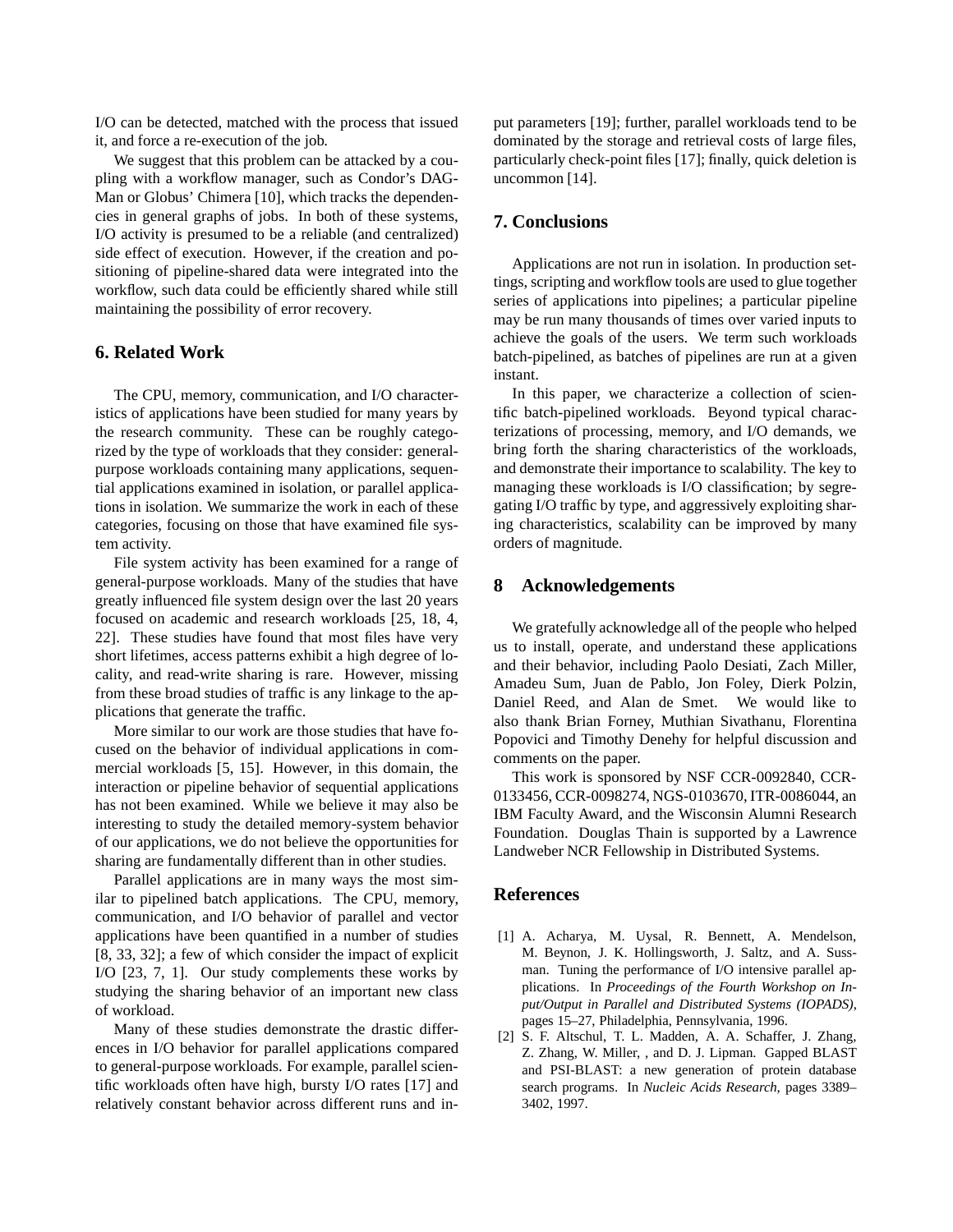I/O can be detected, matched with the process that issued it, and force a re-execution of the job.

We suggest that this problem can be attacked by a coupling with a workflow manager, such as Condor's DAGMan or Globus' Chimera [10], which tracks the dependencies in general graphs of jobs. In both of these systems, I/O activity is presumed to be a reliable (and centralized) side effect of execution. However, if the creation and positioning of pipeline-shared data were integrated into the workflow, such data could be efficiently shared while still maintaining the possibility of error recovery.

## 6. Related Work

The CPU, memory, communication, and I/O characteristics of applications have been studied for many years by the research community. These can be roughly categorized by the type of workloads that they consider: general-purpose workloads containing many applications, sequential applications examined in isolation, or parallel applications in isolation. We summarize the work in each of these categories, focusing on those that have examined file system activity.

File system activity has been examined for a range of general-purpose workloads. Many of the studies that have greatly influenced file system design over the last 20 years focused on academic and research workloads [25, 18, 4, 22]. These studies have found that most files have very short lifetimes, access patterns exhibit a high degree of locality, and read-write sharing is rare. However, missing from these broad studies of traffic is any linkage to the applications that generate the traffic.

More similar to our work are those studies that have focused on the behavior of individual applications in commercial workloads [5, 15]. However, in this domain, the interaction or pipeline behavior of sequential applications has not been examined. While we believe it may also be interesting to study the detailed memory-system behavior of our applications, we do not believe the opportunities for sharing are fundamentally different than in other studies.

Parallel applications are in many ways the most similar to pipelined batch applications. The CPU, memory, communication, and I/O behavior of parallel and vector applications have been quantified in a number of studies [8, 33, 32]; a few of which consider the impact of explicit I/O [23, 7, 1]. Our study complements these works by studying the sharing behavior of an important new class of workload.

Many of these studies demonstrate the drastic differences in I/O behavior for parallel applications compared to general-purpose workloads. For example, parallel scientific workloads often have high, bursty I/O rates [17] and relatively constant behavior across different runs and input parameters [19]; further, parallel workloads tend to be dominated by the storage and retrieval costs of large files, particularly check-point files [17]; finally, quick deletion is uncommon [14].

## 7. Conclusions

Applications are not run in isolation. In production settings, scripting and workflow tools are used to glue together series of applications into pipelines; a particular pipeline may be run many thousands of times over varied inputs to achieve the goals of the users. We term such workloads batch-pipelined, as batches of pipelines are run at a given instant.

In this paper, we characterize a collection of scientific batch-pipelined workloads. Beyond typical characterizations of processing, memory, and I/O demands, we bring forth the sharing characteristics of the workloads, and demonstrate their importance to scalability. The key to managing these workloads is I/O classification; by segregating I/O traffic by type, and aggressively exploiting sharing characteristics, scalability can be improved by many orders of magnitude.

## 8 Acknowledgements

We gratefully acknowledge all of the people who helped us to install, operate, and understand these applications and their behavior, including Paolo Desiati, Zach Miller, Amadeu Sum, Juan de Pablo, Jon Foley, Dierk Polzin, Daniel Reed, and Alan de Smet. We would like to also thank Brian Forney, Muthian Sivathanu, Florentina Popovici and Timothy Denehy for helpful discussion and comments on the paper.

This work is sponsored by NSF CCR-0092840, CCR-0133456, CCR-0098274, NGS-0103670, ITR-0086044, an IBM Faculty Award, and the Wisconsin Alumni Research Foundation. Douglas Thain is supported by a Lawrence Landweber NCR Fellowship in Distributed Systems.

## References

[1] A. Acharya, M. Uysal, R. Bennett, A. Mendelson, M. Beynon, J. K. Hollingsworth, J. Saltz, and A. Sussman. Tuning the performance of I/O intensive parallel applications. In *Proceedings of the Fourth Workshop on Input/Output in Parallel and Distributed Systems (IOPADS)*, pages 15–27, Philadelphia, Pennsylvania, 1996.

[2] S. F. Altschul, T. L. Madden, A. A. Schaffer, J. Zhang, Z. Zhang, W. Miller, , and D. J. Lipman. Gapped BLAST and PSI-BLAST: a new generation of protein database search programs. In *Nucleic Acids Research*, pages 3389–3402, 1997.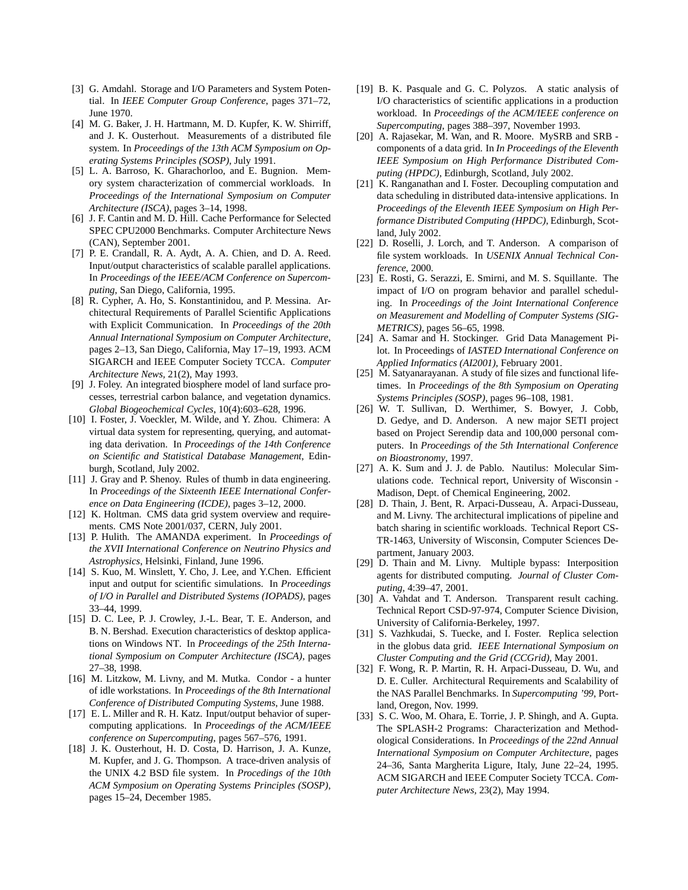[3] G. Amdahl. Storage and I/O Parameters and System Potential. In *IEEE Computer Group Conference*, pages 371–72, June 1970.

[4] M. G. Baker, J. H. Hartmann, M. D. Kupfer, K. W. Shirriff, and J. K. Ousterhout. Measurements of a distributed file system. In *Proceedings of the 13th ACM Symposium on Operating Systems Principles (SOSP)*, July 1991.

[5] L. A. Barroso, K. Gharachorloo, and E. Bugnion. Memory system characterization of commercial workloads. In *Proceedings of the International Symposium on Computer Architecture (ISCA)*, pages 3–14, 1998.

[6] J. F. Cantin and M. D. Hill. Cache Performance for Selected SPEC CPU2000 Benchmarks. Computer Architecture News (CAN), September 2001.

[7] P. E. Crandall, R. A. Aydt, A. A. Chien, and D. A. Reed. Input/output characteristics of scalable parallel applications. In *Proceedings of the IEEE/ACM Conference on Supercomputing*, San Diego, California, 1995.

[8] R. Cypher, A. Ho, S. Konstantinidou, and P. Messina. Architectural Requirements of Parallel Scientific Applications with Explicit Communication. In *Proceedings of the 20th Annual International Symposium on Computer Architecture*, pages 2–13, San Diego, California, May 17–19, 1993. ACM SIGARCH and IEEE Computer Society TCCA. *Computer Architecture News*, 21(2), May 1993.

[9] J. Foley. An integrated biosphere model of land surface processes, terrestrial carbon balance, and vegetation dynamics. *Global Biogeochemical Cycles*, 10(4):603–628, 1996.

[10] I. Foster, J. Voeckler, M. Wilde, and Y. Zhou. Chimera: A virtual data system for representing, querying, and automating data derivation. In *Proceedings of the 14th Conference on Scientific and Statistical Database Management*, Edinburgh, Scotland, July 2002.

[11] J. Gray and P. Shenoy. Rules of thumb in data engineering. In *Proceedings of the Sixteenth IEEE International Conference on Data Engineering (ICDE)*, pages 3–12, 2000.

[12] K. Holtman. CMS data grid system overview and requirements. CMS Note 2001/037, CERN, July 2001.

[13] P. Hulith. The AMANDA experiment. In *Proceedings of the XVII International Conference on Neutrino Physics and Astrophysics*, Helsinki, Finland, June 1996.

[14] S. Kuo, M. Winslett, Y. Cho, J. Lee, and Y.Chen. Efficient input and output for scientific simulations. In *Proceedings of I/O in Parallel and Distributed Systems (IOPADS)*, pages 33–44, 1999.

[15] D. C. Lee, P. J. Crowley, J.-L. Bear, T. E. Anderson, and B. N. Bershad. Execution characteristics of desktop applications on Windows NT. In *Proceedings of the 25th International Symposium on Computer Architecture (ISCA)*, pages 27–38, 1998.

[16] M. Litzkow, M. Livny, and M. Mutka. Condor - a hunter of idle workstations. In *Proceedings of the 8th International Conference of Distributed Computing Systems*, June 1988.

[17] E. L. Miller and R. H. Katz. Input/output behavior of supercomputing applications. In *Proceedings of the ACM/IEEE conference on Supercomputing*, pages 567–576, 1991.

[18] J. K. Ousterhout, H. D. Costa, D. Harrison, J. A. Kunze, M. Kupfer, and J. G. Thompson. A trace-driven analysis of the UNIX 4.2 BSD file system. In *Procedings of the 10th ACM Symposium on Operating Systems Principles (SOSP)*, pages 15–24, December 1985.

[19] B. K. Pasquale and G. C. Polyzos. A static analysis of I/O characteristics of scientific applications in a production workload. In *Proceedings of the ACM/IEEE conference on Supercomputing*, pages 388–397, November 1993.

[20] A. Rajasekar, M. Wan, and R. Moore. MySRB and SRB - components of a data grid. In *In Proceedings of the Eleventh IEEE Symposium on High Performance Distributed Computing (HPDC)*, Edinburgh, Scotland, July 2002.

[21] K. Ranganathan and I. Foster. Decoupling computation and data scheduling in distributed data-intensive applications. In *Proceedings of the Eleventh IEEE Symposium on High Performance Distributed Computing (HPDC)*, Edinburgh, Scotland, July 2002.

[22] D. Roselli, J. Lorch, and T. Anderson. A comparison of file system workloads. In *USENIX Annual Technical Conference*, 2000.

[23] E. Rosti, G. Serazzi, E. Smirni, and M. S. Squillante. The impact of I/O on program behavior and parallel scheduling. In *Proceedings of the Joint International Conference on Measurement and Modelling of Computer Systems (SIGMETRICS)*, pages 56–65, 1998.

[24] A. Samar and H. Stockinger. Grid Data Management Pilot. In Proceedings of *IASTED International Conference on Applied Informatics (AI2001)*, February 2001.

[25] M. Satyanarayanan. A study of file sizes and functional lifetimes. In *Proceedings of the 8th Symposium on Operating Systems Principles (SOSP)*, pages 96–108, 1981.

[26] W. T. Sullivan, D. Werthimer, S. Bowyer, J. Cobb, D. Gedye, and D. Anderson. A new major SETI project based on Project Serendip data and 100,000 personal computers. In *Proceedings of the 5th International Conference on Bioastronomy*, 1997.

[27] A. K. Sum and J. J. de Pablo. Nautilus: Molecular Simulations code. Technical report, University of Wisconsin - Madison, Dept. of Chemical Engineering, 2002.

[28] D. Thain, J. Bent, R. Arpaci-Dusseau, A. Arpaci-Dusseau, and M. Livny. The architectural implications of pipeline and batch sharing in scientific workloads. Technical Report CS-TR-1463, University of Wisconsin, Computer Sciences Department, January 2003.

[29] D. Thain and M. Livny. Multiple bypass: Interposition agents for distributed computing. *Journal of Cluster Computing*, 4:39–47, 2001.

[30] A. Vahdat and T. Anderson. Transparent result caching. Technical Report CSD-97-974, Computer Science Division, University of California-Berkeley, 1997.

[31] S. Vazhkudai, S. Tuecke, and I. Foster. Replica selection in the globus data grid. *IEEE International Symposium on Cluster Computing and the Grid (CCGrid)*, May 2001.

[32] F. Wong, R. P. Martin, R. H. Arpaci-Dusseau, D. Wu, and D. E. Culler. Architectural Requirements and Scalability of the NAS Parallel Benchmarks. In *Supercomputing '99*, Portland, Oregon, Nov. 1999.

[33] S. C. Woo, M. Ohara, E. Torrie, J. P. Shingh, and A. Gupta. The SPLASH-2 Programs: Characterization and Methodological Considerations. In *Proceedings of the 22nd Annual International Symposium on Computer Architecture*, pages 24–36, Santa Margherita Ligure, Italy, June 22–24, 1995. ACM SIGARCH and IEEE Computer Society TCCA. *Computer Architecture News*, 23(2), May 1994.